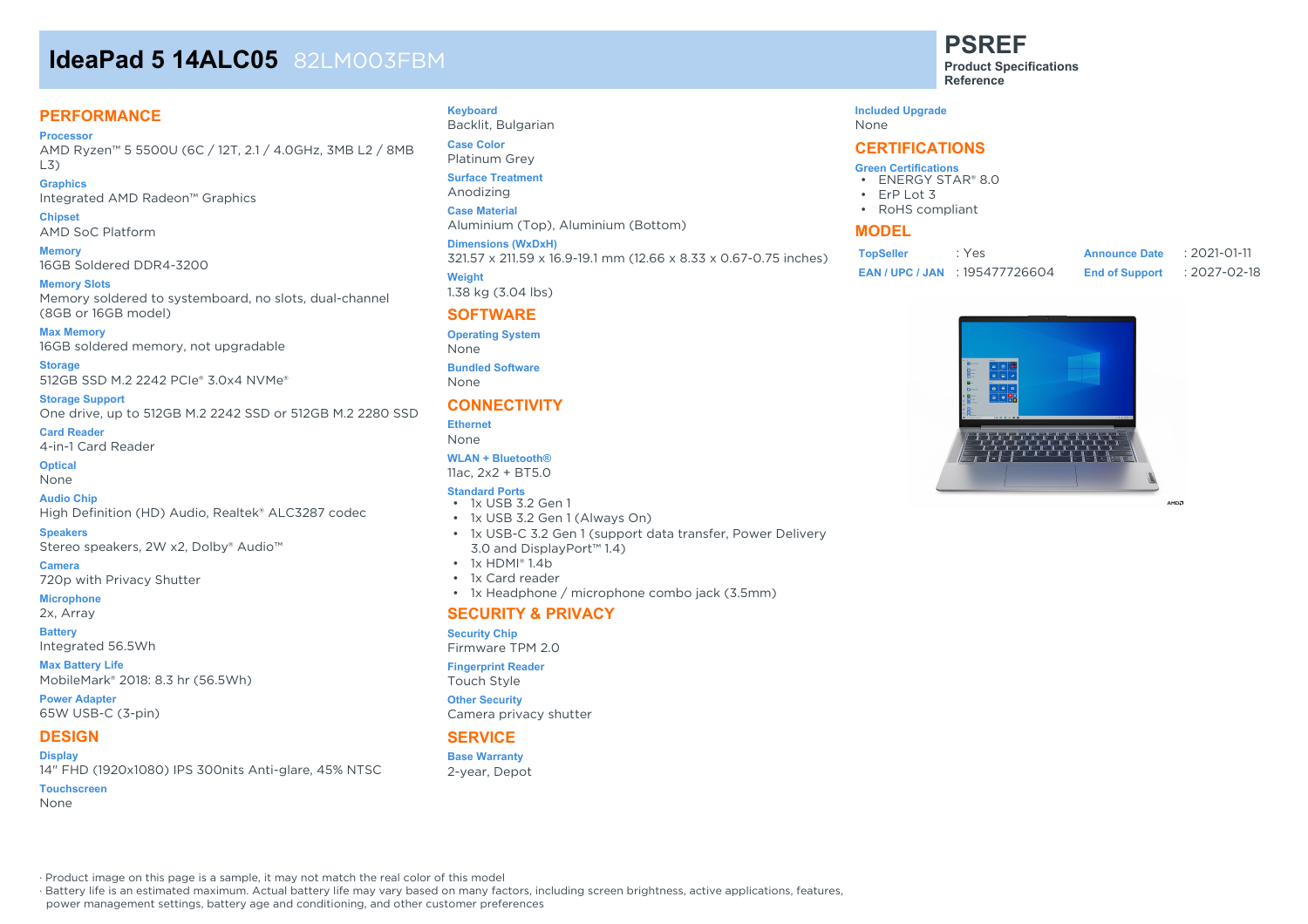# IdeaPad 5 14ALC05 82LM003FBM

**PSREF**
**Product Specifications Reference**

## PERFORMANCE

**Processor**
AMD Ryzen™ 5 5500U (6C / 12T, 2.1 / 4.0GHz, 3MB L2 / 8MB L3)

**Graphics**
Integrated AMD Radeon™ Graphics

**Chipset**
AMD SoC Platform

**Memory**
16GB Soldered DDR4-3200

**Memory Slots**
Memory soldered to systemboard, no slots, dual-channel (8GB or 16GB model)

**Max Memory**
16GB soldered memory, not upgradable

**Storage**
512GB SSD M.2 2242 PCIe® 3.0x4 NVMe®

**Storage Support**
One drive, up to 512GB M.2 2242 SSD or 512GB M.2 2280 SSD

**Card Reader**
4-in-1 Card Reader

**Optical**
None

**Audio Chip**
High Definition (HD) Audio, Realtek® ALC3287 codec

**Speakers**
Stereo speakers, 2W x2, Dolby® Audio™

**Camera**
720p with Privacy Shutter

**Microphone**
2x, Array

**Battery**
Integrated 56.5Wh

**Max Battery Life**
MobileMark® 2018: 8.3 hr (56.5Wh)

**Power Adapter**
65W USB-C (3-pin)

## DESIGN

**Display**
14" FHD (1920x1080) IPS 300nits Anti-glare, 45% NTSC

**Touchscreen**
None

**Keyboard**
Backlit, Bulgarian

**Case Color**
Platinum Grey

**Surface Treatment**
Anodizing

**Case Material**
Aluminium (Top), Aluminium (Bottom)

**Dimensions (WxDxH)**
321.57 x 211.59 x 16.9-19.1 mm (12.66 x 8.33 x 0.67-0.75 inches)

**Weight**
1.38 kg (3.04 lbs)

## SOFTWARE

**Operating System**
None

**Bundled Software**
None

## CONNECTIVITY

**Ethernet**
None

**WLAN + Bluetooth®**
11ac, 2x2 + BT5.0

**Standard Ports**
- 1x USB 3.2 Gen 1
- 1x USB 3.2 Gen 1 (Always On)
- 1x USB-C 3.2 Gen 1 (support data transfer, Power Delivery 3.0 and DisplayPort™ 1.4)
- 1x HDMI® 1.4b
- 1x Card reader
- 1x Headphone / microphone combo jack (3.5mm)

## SECURITY & PRIVACY

**Security Chip**
Firmware TPM 2.0

**Fingerprint Reader**
Touch Style

**Other Security**
Camera privacy shutter

## SERVICE

**Base Warranty**
2-year, Depot

**Included Upgrade**
None

## CERTIFICATIONS

**Green Certifications**
- ENERGY STAR® 8.0
- ErP Lot 3
- RoHS compliant

## MODEL

| | | | |
|---|---|---|---|
| **TopSeller** | : Yes | **Announce Date** | : 2021-01-11 |
| **EAN / UPC / JAN** | : 195477726604 | **End of Support** | : 2027-02-18 |

· Product image on this page is a sample, it may not match the real color of this model
· Battery life is an estimated maximum. Actual battery life may vary based on many factors, including screen brightness, active applications, features, power management settings, battery age and conditioning, and other customer preferences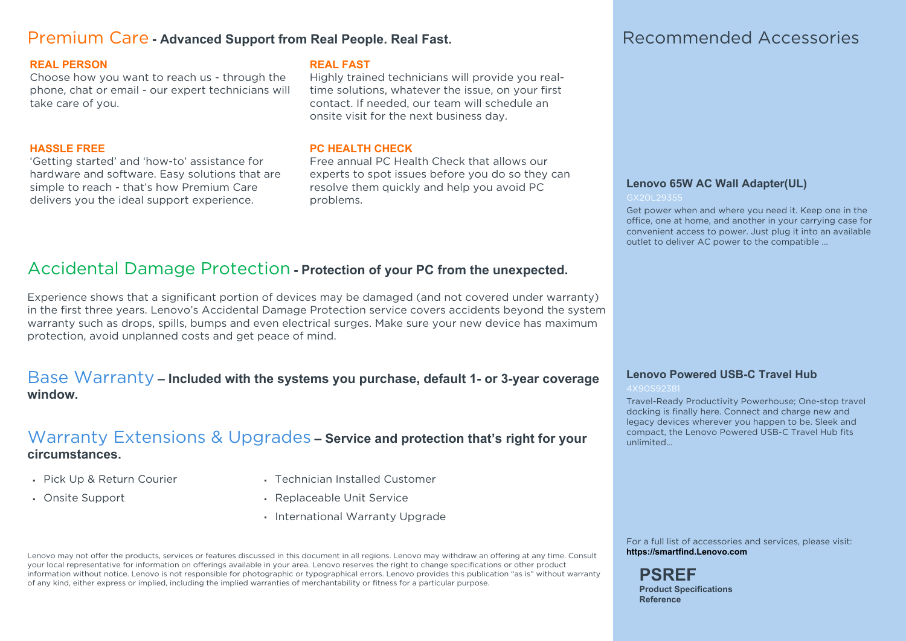## Premium Care - Advanced Support from Real People. Real Fast.

**REAL PERSON**

Choose how you want to reach us - through the phone, chat or email - our expert technicians will take care of you.

**REAL FAST**

Highly trained technicians will provide you real-time solutions, whatever the issue, on your first contact. If needed, our team will schedule an onsite visit for the next business day.

**HASSLE FREE**

'Getting started' and 'how-to' assistance for hardware and software. Easy solutions that are simple to reach - that's how Premium Care delivers you the ideal support experience.

**PC HEALTH CHECK**

Free annual PC Health Check that allows our experts to spot issues before you do so they can resolve them quickly and help you avoid PC problems.

## Accidental Damage Protection - Protection of your PC from the unexpected.

Experience shows that a significant portion of devices may be damaged (and not covered under warranty) in the first three years. Lenovo's Accidental Damage Protection service covers accidents beyond the system warranty such as drops, spills, bumps and even electrical surges. Make sure your new device has maximum protection, avoid unplanned costs and get peace of mind.

## Base Warranty – Included with the systems you purchase, default 1- or 3-year coverage window.

## Warranty Extensions & Upgrades – Service and protection that's right for your circumstances.

- Pick Up & Return Courier
- Onsite Support
- Technician Installed Customer
- Replaceable Unit Service
- International Warranty Upgrade

Lenovo may not offer the products, services or features discussed in this document in all regions. Lenovo may withdraw an offering at any time. Consult your local representative for information on offerings available in your area. Lenovo reserves the right to change specifications or other product information without notice. Lenovo is not responsible for photographic or typographical errors. Lenovo provides this publication "as is" without warranty of any kind, either express or implied, including the implied warranties of merchantability or fitness for a particular purpose.

## Recommended Accessories

### Lenovo 65W AC Wall Adapter(UL)

GX20L29355

Get power when and where you need it. Keep one in the office, one at home, and another in your carrying case for convenient access to power. Just plug it into an available outlet to deliver AC power to the compatible ...

### Lenovo Powered USB-C Travel Hub

4X90S92381

Travel-Ready Productivity Powerhouse; One-stop travel docking is finally here. Connect and charge new and legacy devices wherever you happen to be. Sleek and compact, the Lenovo Powered USB-C Travel Hub fits unlimited...

For a full list of accessories and services, please visit: **https://smartfind.Lenovo.com**

**PSREF**
**Product Specifications Reference**